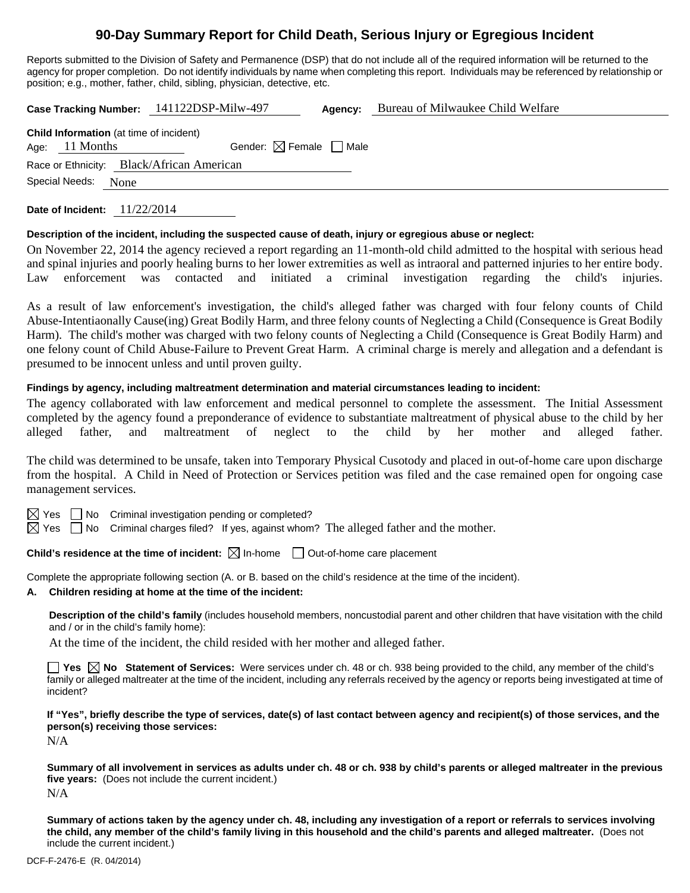# 90-Day Summary Report for Child Death, Serious Injury or Egregious Incident

Reports submitted to the Division of Safety and Permanence (DSP) that do not include all of the required information will be returned to the agency for proper completion. Do not identify individuals by name when completing this report. Individuals may be referenced by relationship or position; e.g., mother, father, child, sibling, physician, detective, etc.

**Case Tracking Number:** 141122DSP-Milw-497 **Agency:** Bureau of Milwaukee Child Welfare

**Child Information** (at time of incident)
Age: 11 Months Gender: ☒ Female ☐ Male
Race or Ethnicity: Black/African American
Special Needs: None

**Date of Incident:** 11/22/2014

**Description of the incident, including the suspected cause of death, injury or egregious abuse or neglect:**

On November 22, 2014 the agency recieved a report regarding an 11-month-old child admitted to the hospital with serious head and spinal injuries and poorly healing burns to her lower extremities as well as intraoral and patterned injuries to her entire body. Law enforcement was contacted and initiated a criminal investigation regarding the child's injuries.

As a result of law enforcement's investigation, the child's alleged father was charged with four felony counts of Child Abuse-Intentiaonally Cause(ing) Great Bodily Harm, and three felony counts of Neglecting a Child (Consequence is Great Bodily Harm). The child's mother was charged with two felony counts of Neglecting a Child (Consequence is Great Bodily Harm) and one felony count of Child Abuse-Failure to Prevent Great Harm. A criminal charge is merely and allegation and a defendant is presumed to be innocent unless and until proven guilty.

**Findings by agency, including maltreatment determination and material circumstances leading to incident:**

The agency collaborated with law enforcement and medical personnel to complete the assessment. The Initial Assessment completed by the agency found a preponderance of evidence to substantiate maltreatment of physical abuse to the child by her alleged father, and maltreatment of neglect to the child by her mother and alleged father.

The child was determined to be unsafe, taken into Temporary Physical Cusotody and placed in out-of-home care upon discharge from the hospital. A Child in Need of Protection or Services petition was filed and the case remained open for ongoing case management services.

☒ Yes ☐ No Criminal investigation pending or completed?
☒ Yes ☐ No Criminal charges filed? If yes, against whom? The alleged father and the mother.

**Child's residence at the time of incident:** ☒ In-home ☐ Out-of-home care placement

Complete the appropriate following section (A. or B. based on the child's residence at the time of the incident).

**A. Children residing at home at the time of the incident:**

**Description of the child's family** (includes household members, noncustodial parent and other children that have visitation with the child and / or in the child's family home):

At the time of the incident, the child resided with her mother and alleged father.

☐ **Yes** ☒ **No** **Statement of Services:** Were services under ch. 48 or ch. 938 being provided to the child, any member of the child's family or alleged maltreater at the time of the incident, including any referrals received by the agency or reports being investigated at time of incident?

**If "Yes", briefly describe the type of services, date(s) of last contact between agency and recipient(s) of those services, and the person(s) receiving those services:**

N/A

**Summary of all involvement in services as adults under ch. 48 or ch. 938 by child's parents or alleged maltreater in the previous five years:** (Does not include the current incident.)

N/A

**Summary of actions taken by the agency under ch. 48, including any investigation of a report or referrals to services involving the child, any member of the child's family living in this household and the child's parents and alleged maltreater.** (Does not include the current incident.)

DCF-F-2476-E (R. 04/2014)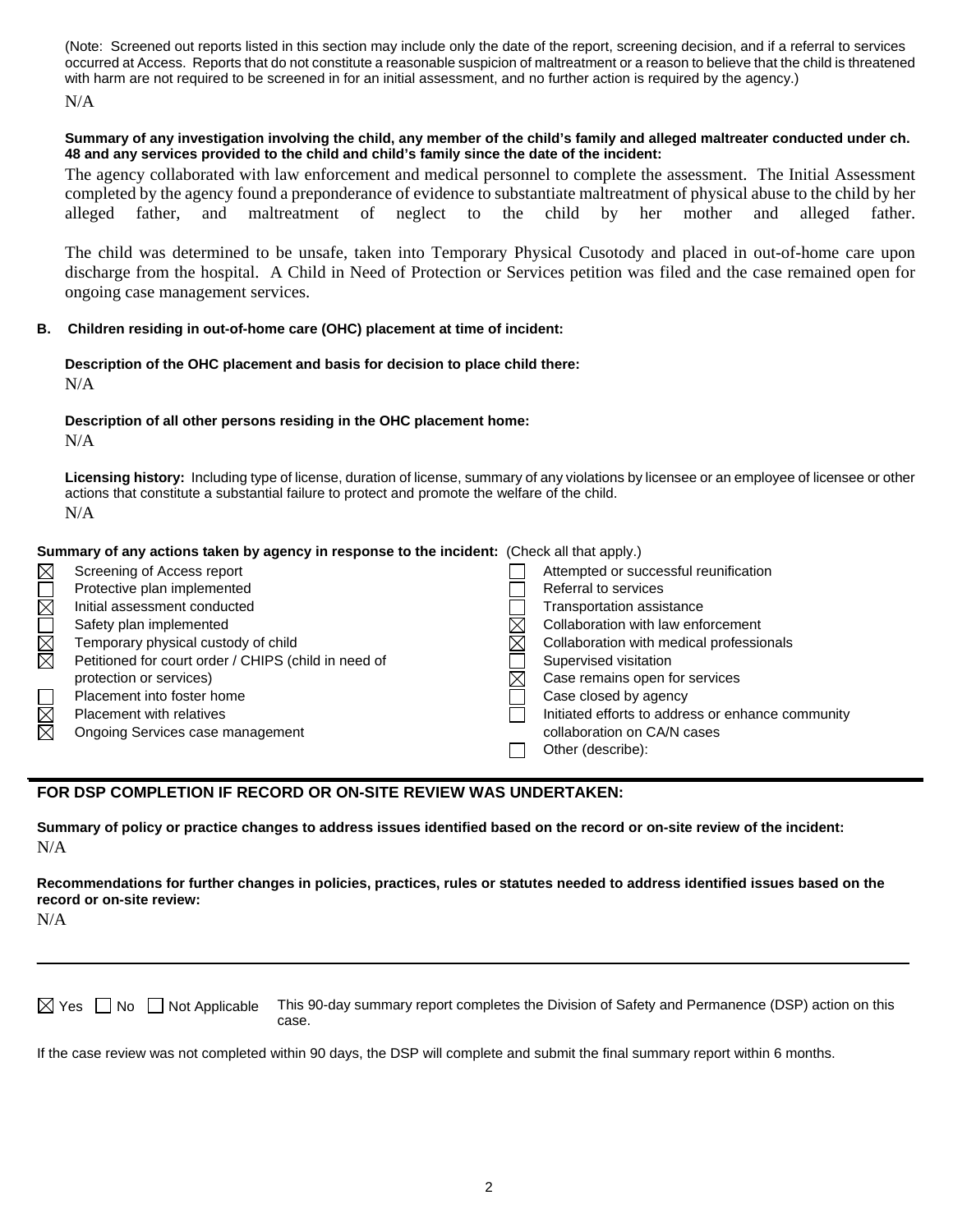(Note: Screened out reports listed in this section may include only the date of the report, screening decision, and if a referral to services occurred at Access. Reports that do not constitute a reasonable suspicion of maltreatment or a reason to believe that the child is threatened with harm are not required to be screened in for an initial assessment, and no further action is required by the agency.)

N/A

**Summary of any investigation involving the child, any member of the child's family and alleged maltreater conducted under ch. 48 and any services provided to the child and child's family since the date of the incident:**

The agency collaborated with law enforcement and medical personnel to complete the assessment. The Initial Assessment completed by the agency found a preponderance of evidence to substantiate maltreatment of physical abuse to the child by her alleged father, and maltreatment of neglect to the child by her mother and alleged father.

The child was determined to be unsafe, taken into Temporary Physical Cusotody and placed in out-of-home care upon discharge from the hospital. A Child in Need of Protection or Services petition was filed and the case remained open for ongoing case management services.

**B. Children residing in out-of-home care (OHC) placement at time of incident:**

**Description of the OHC placement and basis for decision to place child there:**

N/A

**Description of all other persons residing in the OHC placement home:**

N/A

**Licensing history:** Including type of license, duration of license, summary of any violations by licensee or an employee of licensee or other actions that constitute a substantial failure to protect and promote the welfare of the child.

N/A

**Summary of any actions taken by agency in response to the incident:** (Check all that apply.)

- ☒ Screening of Access report
- ☐ Protective plan implemented
- ☒ Initial assessment conducted
- ☐ Safety plan implemented
- ☒ Temporary physical custody of child
- ☒ Petitioned for court order / CHIPS (child in need of protection or services)
- ☐ Placement into foster home
- ☒ Placement with relatives
- ☒ Ongoing Services case management
- ☐ Attempted or successful reunification
- ☐ Referral to services
- ☐ Transportation assistance
- ☒ Collaboration with law enforcement
- ☒ Collaboration with medical professionals
- ☐ Supervised visitation
- ☒ Case remains open for services
- ☐ Case closed by agency
- ☐ Initiated efforts to address or enhance community collaboration on CA/N cases
- ☐ Other (describe):

## FOR DSP COMPLETION IF RECORD OR ON-SITE REVIEW WAS UNDERTAKEN:

**Summary of policy or practice changes to address issues identified based on the record or on-site review of the incident:**

N/A

**Recommendations for further changes in policies, practices, rules or statutes needed to address identified issues based on the record or on-site review:**

N/A

---

☒ Yes ☐ No ☐ Not Applicable This 90-day summary report completes the Division of Safety and Permanence (DSP) action on this case.

If the case review was not completed within 90 days, the DSP will complete and submit the final summary report within 6 months.